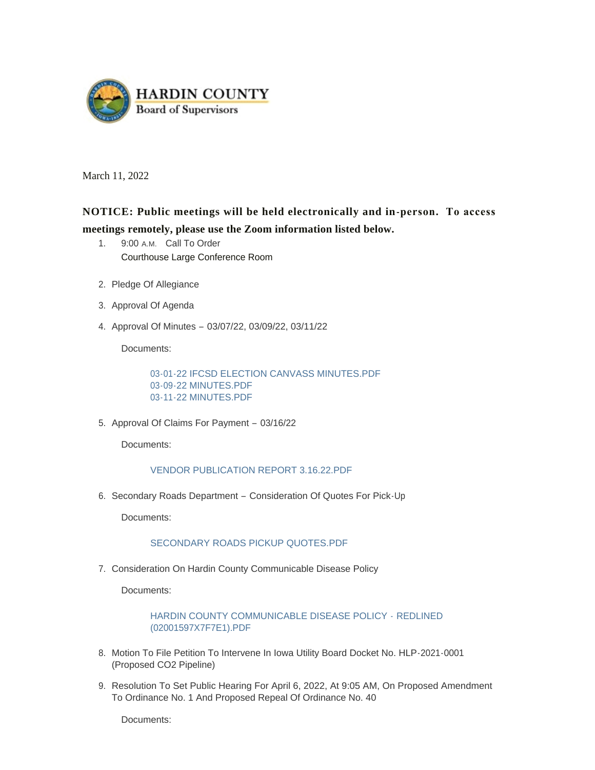**HARDIN COUNTY**
Board of Supervisors

March 11, 2022

**NOTICE: Public meetings will be held electronically and in-person. To access meetings remotely, please use the Zoom information listed below.**

1. 9:00 A.M. Call To Order
   Courthouse Large Conference Room

2. Pledge Of Allegiance

3. Approval Of Agenda

4. Approval Of Minutes – 03/07/22, 03/09/22, 03/11/22

   Documents:

   03-01-22 IFCSD ELECTION CANVASS MINUTES.PDF
   03-09-22 MINUTES.PDF
   03-11-22 MINUTES.PDF

5. Approval Of Claims For Payment – 03/16/22

   Documents:

   VENDOR PUBLICATION REPORT 3.16.22.PDF

6. Secondary Roads Department – Consideration Of Quotes For Pick-Up

   Documents:

   SECONDARY ROADS PICKUP QUOTES.PDF

7. Consideration On Hardin County Communicable Disease Policy

   Documents:

   HARDIN COUNTY COMMUNICABLE DISEASE POLICY - REDLINED (02001597X7F7E1).PDF

8. Motion To File Petition To Intervene In Iowa Utility Board Docket No. HLP-2021-0001 (Proposed CO2 Pipeline)

9. Resolution To Set Public Hearing For April 6, 2022, At 9:05 AM, On Proposed Amendment To Ordinance No. 1 And Proposed Repeal Of Ordinance No. 40

   Documents: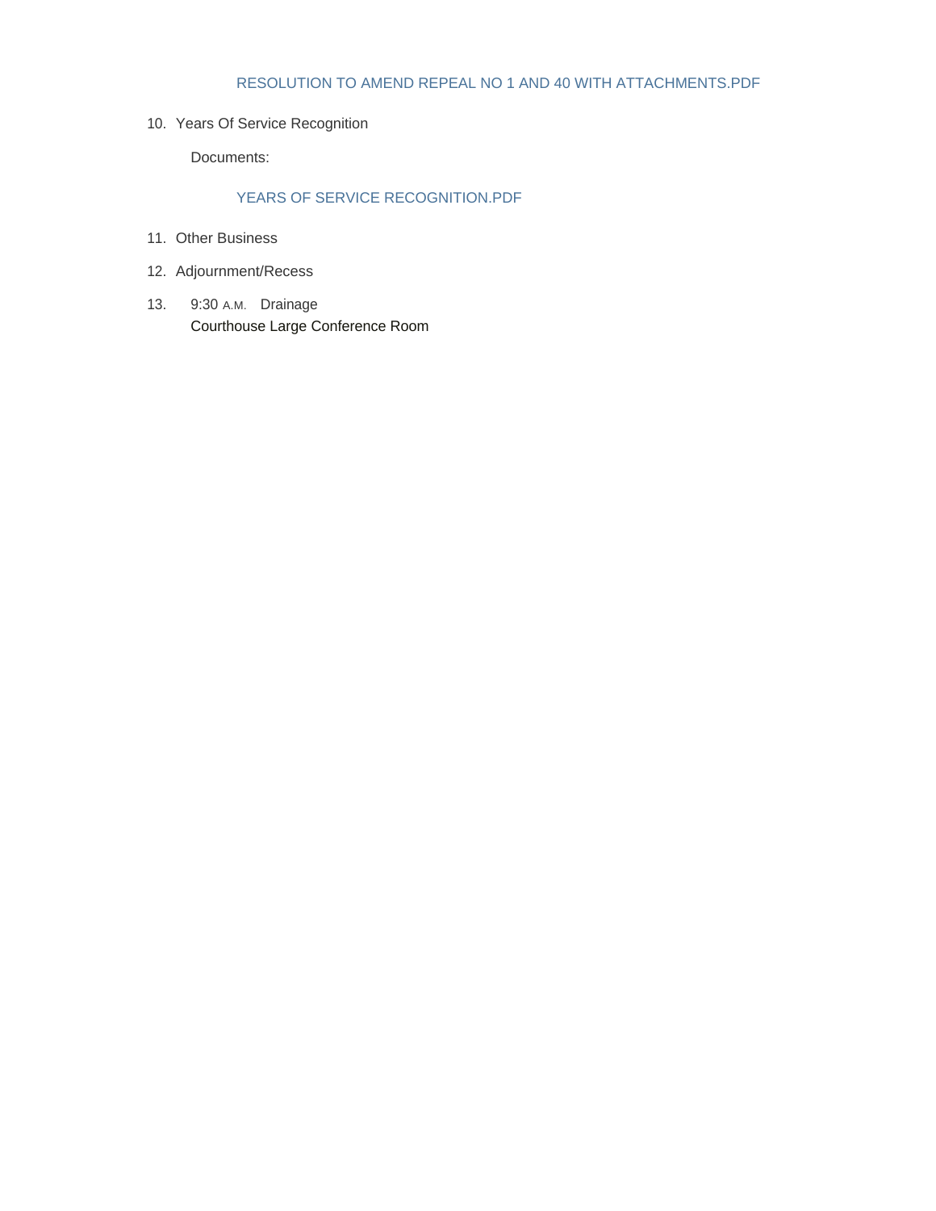RESOLUTION TO AMEND REPEAL NO 1 AND 40 WITH ATTACHMENTS.PDF

10. Years Of Service Recognition

    Documents:

    YEARS OF SERVICE RECOGNITION.PDF

11. Other Business

12. Adjournment/Recess

13. 9:30 A.M. Drainage
    Courthouse Large Conference Room